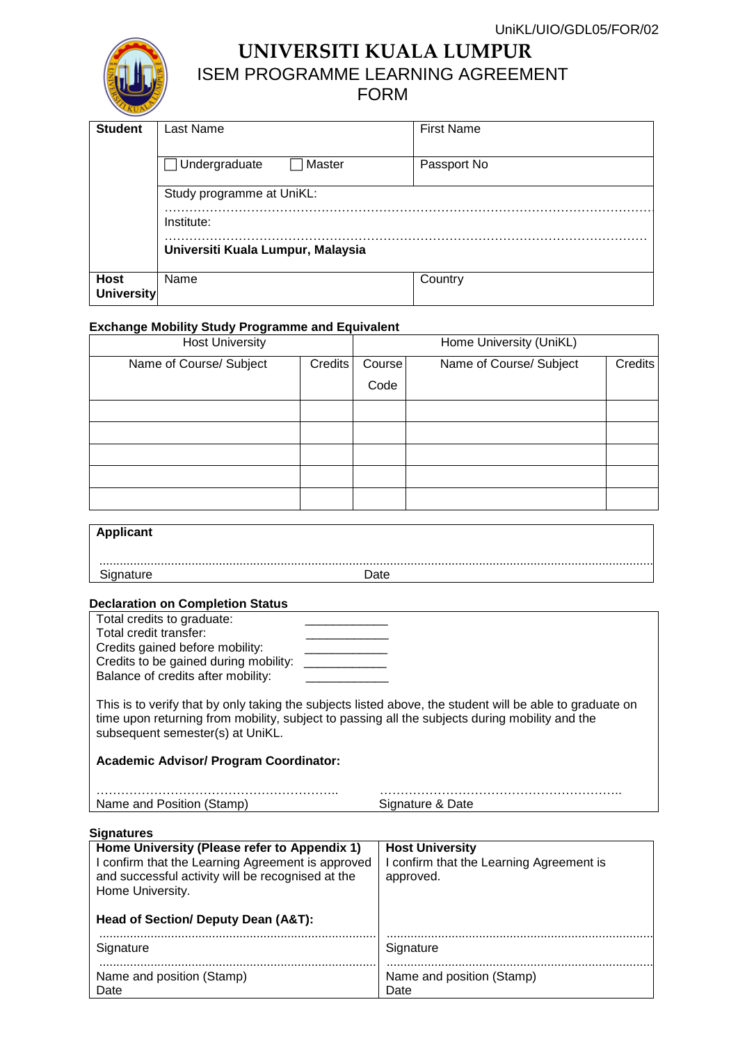UniKL/UIO/GDL05/FOR/02

# UNIVERSITI KUALA LUMPUR

## ISEM PROGRAMME LEARNING AGREEMENT FORM

| **Student** | Last Name | First Name |
|---|---|---|
| | ☐ Undergraduate ☐ Master | Passport No |
| | Study programme at UniKL: ………………………………………………………………… Institute: ………………………………………………………………… **Universiti Kuala Lumpur, Malaysia** | |
| **Host University** | Name | Country |

**Exchange Mobility Study Programme and Equivalent**

| Host University | | Home University (UniKL) | | |
|---|---|---|---|---|
| Name of Course/ Subject | Credits | Course Code | Name of Course/ Subject | Credits |
| | | | | |
| | | | | |
| | | | | |
| | | | | |
| | | | | |

**Applicant**

...........................................................................................................................................

Signature                                        Date

**Declaration on Completion Status**

Total credits to graduate: ____________
Total credit transfer: ____________
Credits gained before mobility: ____________
Credits to be gained during mobility: ____________
Balance of credits after mobility: ____________

This is to verify that by only taking the subjects listed above, the student will be able to graduate on time upon returning from mobility, subject to passing all the subjects during mobility and the subsequent semester(s) at UniKL.

**Academic Advisor/ Program Coordinator:**

…………………………………………………..          …………………………………………………..
Name and Position (Stamp)          Signature & Date

**Signatures**

| **Home University (Please refer to Appendix 1)** I confirm that the Learning Agreement is approved and successful activity will be recognised at the Home University. **Head of Section/ Deputy Dean (A&T):** | **Host University** I confirm that the Learning Agreement is approved. |
|---|---|
| ............................................ Signature | ............................................ Signature |
| ............................................ Name and position (Stamp) Date | ............................................ Name and position (Stamp) Date |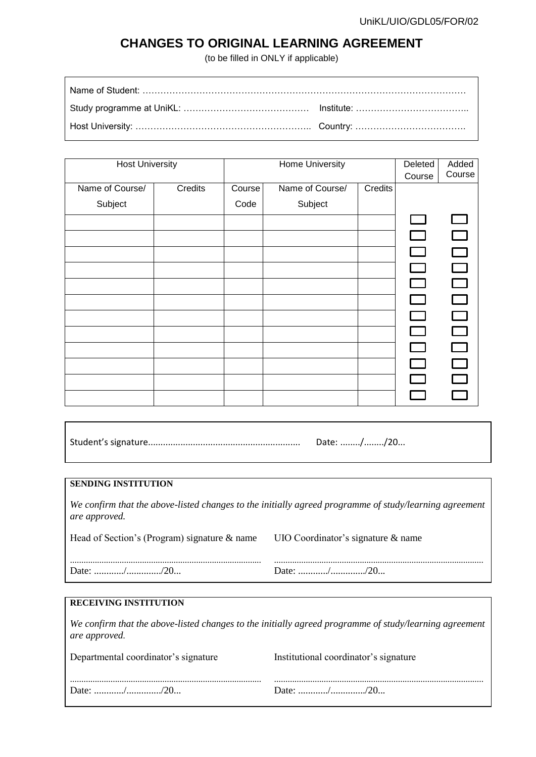UniKL/UIO/GDL05/FOR/02

# CHANGES TO ORIGINAL LEARNING AGREEMENT

(to be filled in ONLY if applicable)

Name of Student: …………………………………………………………………………………………………

Study programme at UniKL: …………………………………… Institute: ………………………………..

Host University: ………………………………………………….. Country: ……………………………….

| Host University | | Home University | | | Deleted Course | Added Course |
|---|---|---|---|---|---|---|
| Name of Course/ Subject | Credits | Course Code | Name of Course/ Subject | Credits | | |
| | | | | | ☐ | ☐ |
| | | | | | ☐ | ☐ |
| | | | | | ☐ | ☐ |
| | | | | | ☐ | ☐ |
| | | | | | ☐ | ☐ |
| | | | | | ☐ | ☐ |
| | | | | | ☐ | ☐ |
| | | | | | ☐ | ☐ |
| | | | | | ☐ | ☐ |
| | | | | | ☐ | ☐ |
| | | | | | ☐ | ☐ |
| | | | | | ☐ | ☐ |

Student's signature............................................................ Date: ......../......../20...

**SENDING INSTITUTION**

*We confirm that the above-listed changes to the initially agreed programme of study/learning agreement are approved.*

Head of Section's (Program) signature & name

...................................................................................

Date: ............/............../20...

UIO Coordinator's signature & name

...........................................................................................

Date: ............/............../20...

**RECEIVING INSTITUTION**

*We confirm that the above-listed changes to the initially agreed programme of study/learning agreement are approved.*

Departmental coordinator's signature

...................................................................................

Date: ............/............../20...

Institutional coordinator's signature

...........................................................................................

Date: ............/............../20...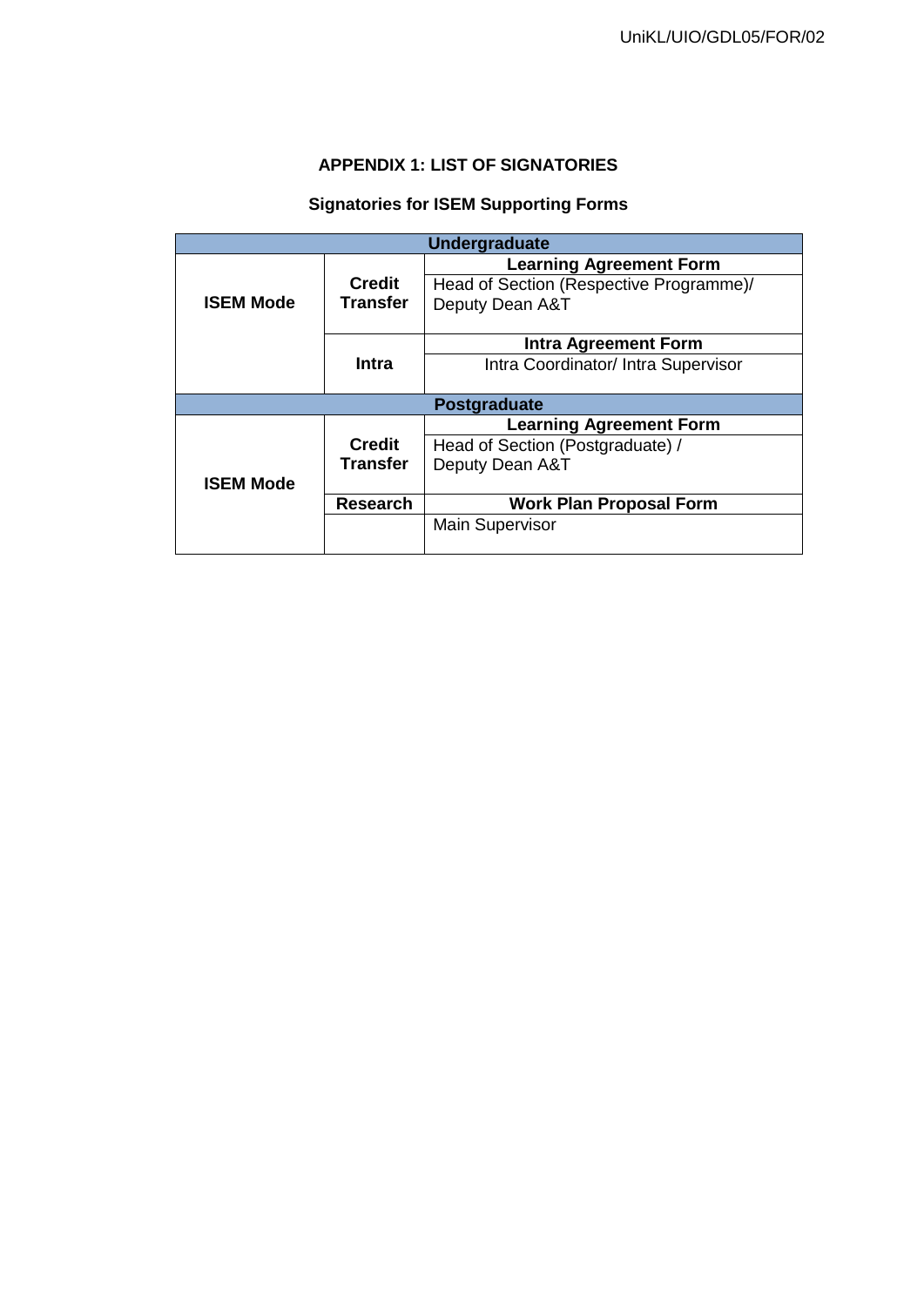## APPENDIX 1: LIST OF SIGNATORIES

### Signatories for ISEM Supporting Forms

| | | |
|---|---|---|
| **Undergraduate** | | |
| **ISEM Mode** | **Credit Transfer** | **Learning Agreement Form** |
| | | Head of Section (Respective Programme)/ Deputy Dean A&T |
| | **Intra** | **Intra Agreement Form** |
| | | Intra Coordinator/ Intra Supervisor |
| **Postgraduate** | | |
| **ISEM Mode** | **Credit Transfer** | **Learning Agreement Form** |
| | | Head of Section (Postgraduate) / Deputy Dean A&T |
| | **Research** | **Work Plan Proposal Form** |
| | | Main Supervisor |